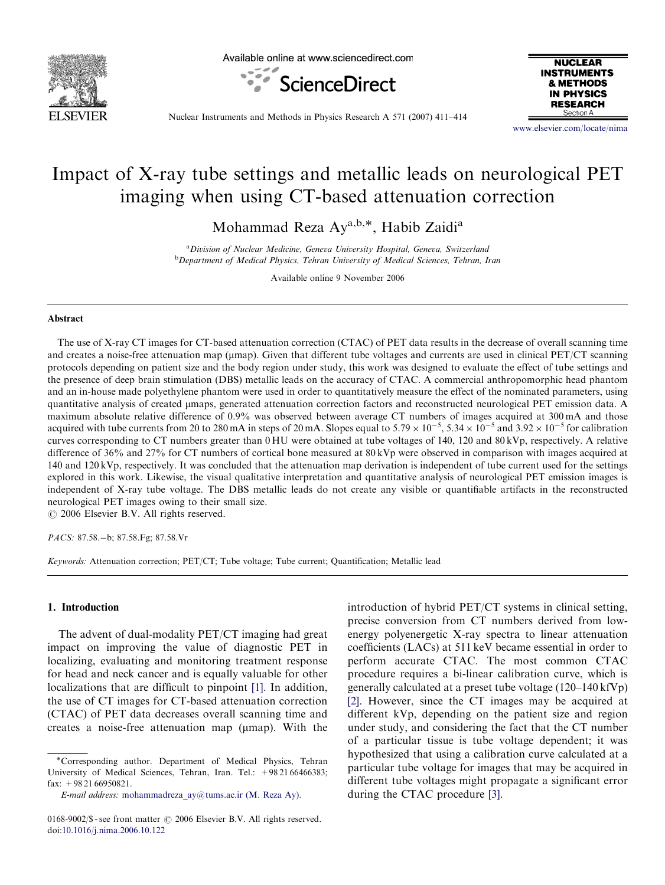# Impact of X-ray tube settings and metallic leads on neurological PET imaging when using CT-based attenuation correction

Mohammad Reza Ay[a,b,*], Habib Zaidi[a]

[a] *Division of Nuclear Medicine, Geneva University Hospital, Geneva, Switzerland*
[b] *Department of Medical Physics, Tehran University of Medical Sciences, Tehran, Iran*

Available online 9 November 2006

## Abstract

The use of X-ray CT images for CT-based attenuation correction (CTAC) of PET data results in the decrease of overall scanning time and creates a noise-free attenuation map (μmap). Given that different tube voltages and currents are used in clinical PET/CT scanning protocols depending on patient size and the body region under study, this work was designed to evaluate the effect of tube settings and the presence of deep brain stimulation (DBS) metallic leads on the accuracy of CTAC. A commercial anthropomorphic head phantom and an in-house made polyethylene phantom were used in order to quantitatively measure the effect of the nominated parameters, using quantitative analysis of created μmaps, generated attenuation correction factors and reconstructed neurological PET emission data. A maximum absolute relative difference of 0.9% was observed between average CT numbers of images acquired at 300 mA and those acquired with tube currents from 20 to 280 mA in steps of 20 mA. Slopes equal to $5.79 \times 10^{-5}$, $5.34 \times 10^{-5}$ and $3.92 \times 10^{-5}$ for calibration curves corresponding to CT numbers greater than 0 HU were obtained at tube voltages of 140, 120 and 80 kVp, respectively. A relative difference of 36% and 27% for CT numbers of cortical bone measured at 80 kVp were observed in comparison with images acquired at 140 and 120 kVp, respectively. It was concluded that the attenuation map derivation is independent of tube current used for the settings explored in this work. Likewise, the visual qualitative interpretation and quantitative analysis of neurological PET emission images is independent of X-ray tube voltage. The DBS metallic leads do not create any visible or quantifiable artifacts in the reconstructed neurological PET images owing to their small size.

© 2006 Elsevier B.V. All rights reserved.

*PACS:* 87.58.−b; 87.58.Fg; 87.58.Vr

*Keywords:* Attenuation correction; PET/CT; Tube voltage; Tube current; Quantification; Metallic lead

## 1. Introduction

The advent of dual-modality PET/CT imaging had great impact on improving the value of diagnostic PET in localizing, evaluating and monitoring treatment response for head and neck cancer and is equally valuable for other localizations that are difficult to pinpoint [1]. In addition, the use of CT images for CT-based attenuation correction (CTAC) of PET data decreases overall scanning time and creates a noise-free attenuation map (μmap). With the introduction of hybrid PET/CT systems in clinical setting, precise conversion from CT numbers derived from low-energy polyenergetic X-ray spectra to linear attenuation coefficients (LACs) at 511 keV became essential in order to perform accurate CTAC. The most common CTAC procedure requires a bi-linear calibration curve, which is generally calculated at a preset tube voltage (120–140 kVp) [2]. However, since the CT images may be acquired at different kVp, depending on the patient size and region under study, and considering the fact that the CT number of a particular tissue is tube voltage dependent; it was hypothesized that using a calibration curve calculated at a particular tube voltage for images that may be acquired in different tube voltages might propagate a significant error during the CTAC procedure [3].

*Corresponding author. Department of Medical Physics, Tehran University of Medical Sciences, Tehran, Iran. Tel.: +98 21 66466383; fax: +98 21 66950821.

*E-mail address:* mohammadreza_ay@tums.ac.ir (M. Reza Ay).

0168-9002/$ - see front matter © 2006 Elsevier B.V. All rights reserved.
doi:10.1016/j.nima.2006.10.122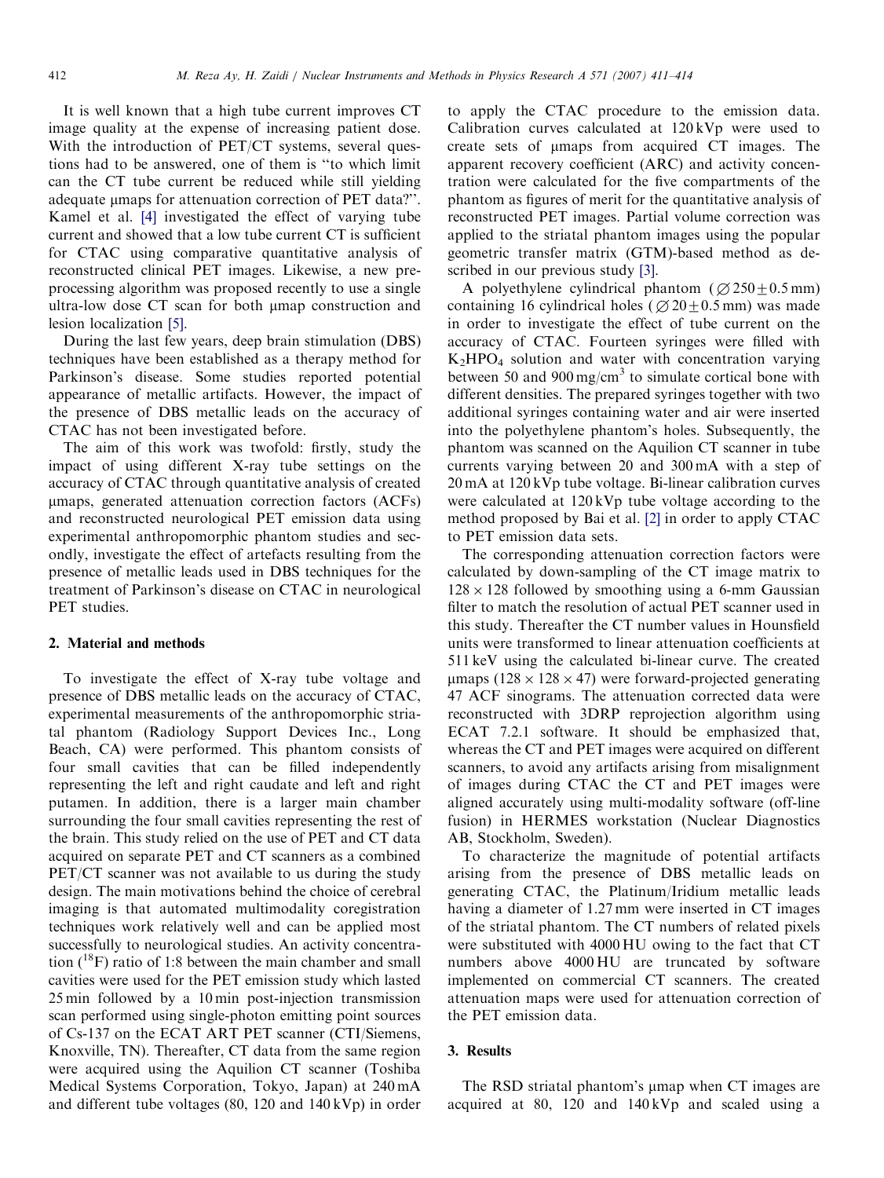It is well known that a high tube current improves CT image quality at the expense of increasing patient dose. With the introduction of PET/CT systems, several questions had to be answered, one of them is "to which limit can the CT tube current be reduced while still yielding adequate μmaps for attenuation correction of PET data?". Kamel et al. [4] investigated the effect of varying tube current and showed that a low tube current CT is sufficient for CTAC using comparative quantitative analysis of reconstructed clinical PET images. Likewise, a new preprocessing algorithm was proposed recently to use a single ultra-low dose CT scan for both μmap construction and lesion localization [5].

During the last few years, deep brain stimulation (DBS) techniques have been established as a therapy method for Parkinson's disease. Some studies reported potential appearance of metallic artifacts. However, the impact of the presence of DBS metallic leads on the accuracy of CTAC has not been investigated before.

The aim of this work was twofold: firstly, study the impact of using different X-ray tube settings on the accuracy of CTAC through quantitative analysis of created μmaps, generated attenuation correction factors (ACFs) and reconstructed neurological PET emission data using experimental anthropomorphic phantom studies and secondly, investigate the effect of artefacts resulting from the presence of metallic leads used in DBS techniques for the treatment of Parkinson's disease on CTAC in neurological PET studies.

## 2. Material and methods

To investigate the effect of X-ray tube voltage and presence of DBS metallic leads on the accuracy of CTAC, experimental measurements of the anthropomorphic striatal phantom (Radiology Support Devices Inc., Long Beach, CA) were performed. This phantom consists of four small cavities that can be filled independently representing the left and right caudate and left and right putamen. In addition, there is a larger main chamber surrounding the four small cavities representing the rest of the brain. This study relied on the use of PET and CT data acquired on separate PET and CT scanners as a combined PET/CT scanner was not available to us during the study design. The main motivations behind the choice of cerebral imaging is that automated multimodality coregistration techniques work relatively well and can be applied most successfully to neurological studies. An activity concentration ($^{18}$F) ratio of 1:8 between the main chamber and small cavities were used for the PET emission study which lasted 25 min followed by a 10 min post-injection transmission scan performed using single-photon emitting point sources of Cs-137 on the ECAT ART PET scanner (CTI/Siemens, Knoxville, TN). Thereafter, CT data from the same region were acquired using the Aquilion CT scanner (Toshiba Medical Systems Corporation, Tokyo, Japan) at 240 mA and different tube voltages (80, 120 and 140 kVp) in order to apply the CTAC procedure to the emission data. Calibration curves calculated at 120 kVp were used to create sets of μmaps from acquired CT images. The apparent recovery coefficient (ARC) and activity concentration were calculated for the five compartments of the phantom as figures of merit for the quantitative analysis of reconstructed PET images. Partial volume correction was applied to the striatal phantom images using the popular geometric transfer matrix (GTM)-based method as described in our previous study [3].

A polyethylene cylindrical phantom ($\varnothing 250 \pm 0.5$ mm) containing 16 cylindrical holes ($\varnothing 20 \pm 0.5$ mm) was made in order to investigate the effect of tube current on the accuracy of CTAC. Fourteen syringes were filled with $K_2HPO_4$ solution and water with concentration varying between 50 and 900 mg/cm$^3$ to simulate cortical bone with different densities. The prepared syringes together with two additional syringes containing water and air were inserted into the polyethylene phantom's holes. Subsequently, the phantom was scanned on the Aquilion CT scanner in tube currents varying between 20 and 300 mA with a step of 20 mA at 120 kVp tube voltage. Bi-linear calibration curves were calculated at 120 kVp tube voltage according to the method proposed by Bai et al. [2] in order to apply CTAC to PET emission data sets.

The corresponding attenuation correction factors were calculated by down-sampling of the CT image matrix to $128 \times 128$ followed by smoothing using a 6-mm Gaussian filter to match the resolution of actual PET scanner used in this study. Thereafter the CT number values in Hounsfield units were transformed to linear attenuation coefficients at 511 keV using the calculated bi-linear curve. The created μmaps ($128 \times 128 \times 47$) were forward-projected generating 47 ACF sinograms. The attenuation corrected data were reconstructed with 3DRP reprojection algorithm using ECAT 7.2.1 software. It should be emphasized that, whereas the CT and PET images were acquired on different scanners, to avoid any artifacts arising from misalignment of images during CTAC the CT and PET images were aligned accurately using multi-modality software (off-line fusion) in HERMES workstation (Nuclear Diagnostics AB, Stockholm, Sweden).

To characterize the magnitude of potential artifacts arising from the presence of DBS metallic leads on generating CTAC, the Platinum/Iridium metallic leads having a diameter of 1.27 mm were inserted in CT images of the striatal phantom. The CT numbers of related pixels were substituted with 4000 HU owing to the fact that CT numbers above 4000 HU are truncated by software implemented on commercial CT scanners. The created attenuation maps were used for attenuation correction of the PET emission data.

## 3. Results

The RSD striatal phantom's μmap when CT images are acquired at 80, 120 and 140 kVp and scaled using a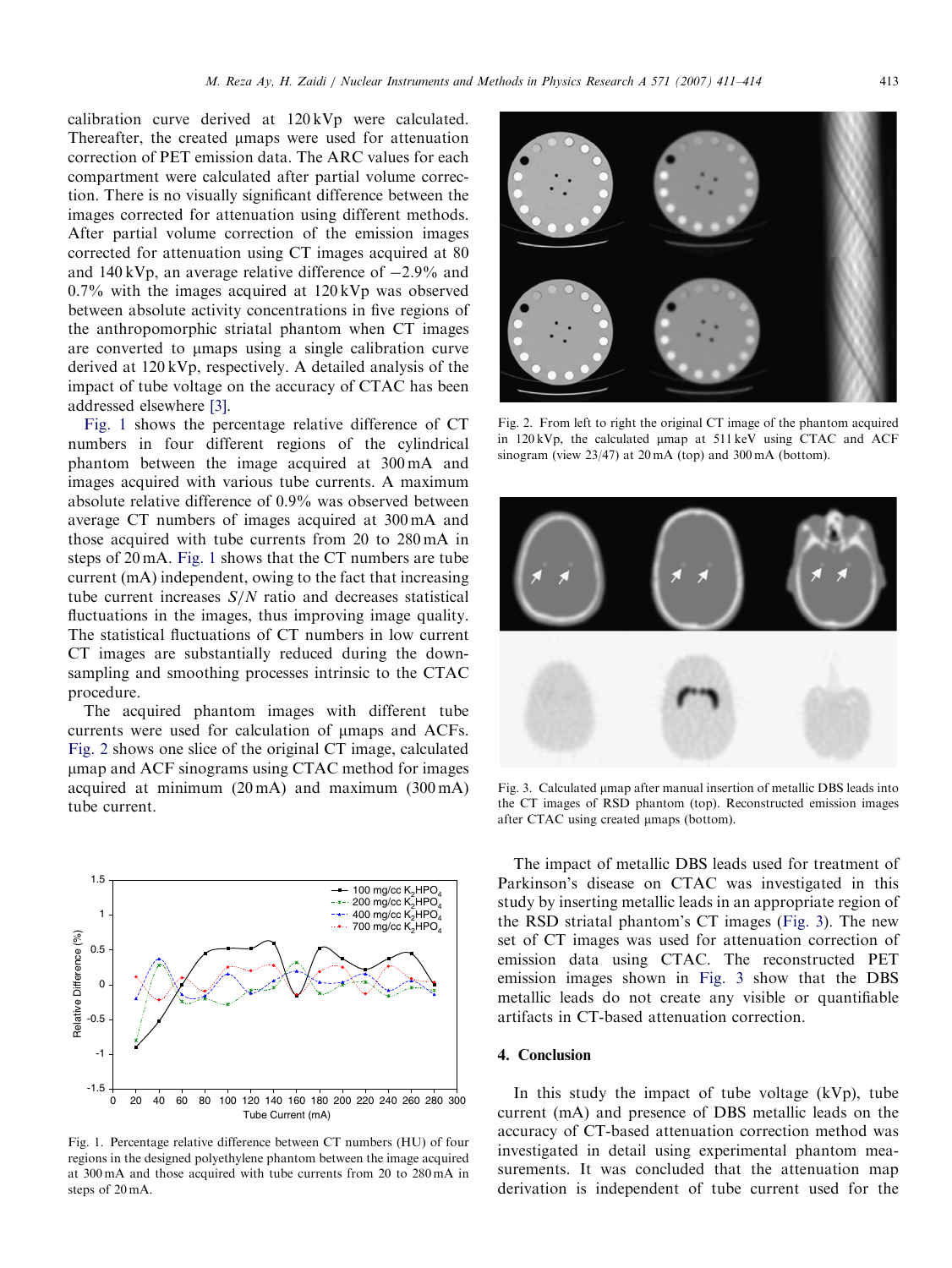calibration curve derived at 120 kVp were calculated. Thereafter, the created μmaps were used for attenuation correction of PET emission data. The ARC values for each compartment were calculated after partial volume correction. There is no visually significant difference between the images corrected for attenuation using different methods. After partial volume correction of the emission images corrected for attenuation using CT images acquired at 80 and 140 kVp, an average relative difference of −2.9% and 0.7% with the images acquired at 120 kVp was observed between absolute activity concentrations in five regions of the anthropomorphic striatal phantom when CT images are converted to μmaps using a single calibration curve derived at 120 kVp, respectively. A detailed analysis of the impact of tube voltage on the accuracy of CTAC has been addressed elsewhere [3].

Fig. 1 shows the percentage relative difference of CT numbers in four different regions of the cylindrical phantom between the image acquired at 300 mA and images acquired with various tube currents. A maximum absolute relative difference of 0.9% was observed between average CT numbers of images acquired at 300 mA and those acquired with tube currents from 20 to 280 mA in steps of 20 mA. Fig. 1 shows that the CT numbers are tube current (mA) independent, owing to the fact that increasing tube current increases $S/N$ ratio and decreases statistical fluctuations in the images, thus improving image quality. The statistical fluctuations of CT numbers in low current CT images are substantially reduced during the down-sampling and smoothing processes intrinsic to the CTAC procedure.

The acquired phantom images with different tube currents were used for calculation of μmaps and ACFs. Fig. 2 shows one slice of the original CT image, calculated μmap and ACF sinograms using CTAC method for images acquired at minimum (20 mA) and maximum (300 mA) tube current.

Fig. 1. Percentage relative difference between CT numbers (HU) of four regions in the designed polyethylene phantom between the image acquired at 300 mA and those acquired with tube currents from 20 to 280 mA in steps of 20 mA.

Fig. 2. From left to right the original CT image of the phantom acquired in 120 kVp, the calculated μmap at 511 keV using CTAC and ACF sinogram (view 23/47) at 20 mA (top) and 300 mA (bottom).

Fig. 3. Calculated μmap after manual insertion of metallic DBS leads into the CT images of RSD phantom (top). Reconstructed emission images after CTAC using created μmaps (bottom).

The impact of metallic DBS leads used for treatment of Parkinson's disease on CTAC was investigated in this study by inserting metallic leads in an appropriate region of the RSD striatal phantom's CT images (Fig. 3). The new set of CT images was used for attenuation correction of emission data using CTAC. The reconstructed PET emission images shown in Fig. 3 show that the DBS metallic leads do not create any visible or quantifiable artifacts in CT-based attenuation correction.

## 4. Conclusion

In this study the impact of tube voltage (kVp), tube current (mA) and presence of DBS metallic leads on the accuracy of CT-based attenuation correction method was investigated in detail using experimental phantom measurements. It was concluded that the attenuation map derivation is independent of tube current used for the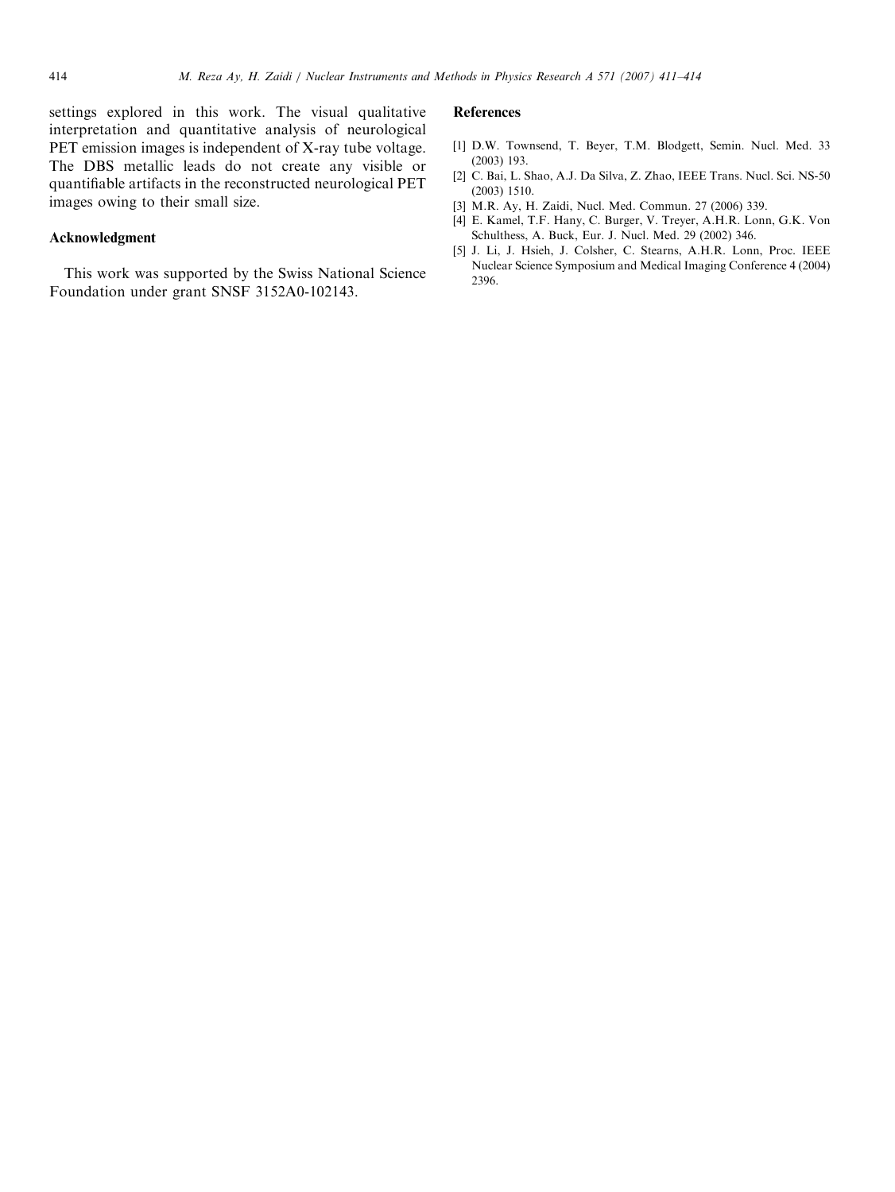settings explored in this work. The visual qualitative interpretation and quantitative analysis of neurological PET emission images is independent of X-ray tube voltage. The DBS metallic leads do not create any visible or quantifiable artifacts in the reconstructed neurological PET images owing to their small size.

## Acknowledgment

This work was supported by the Swiss National Science Foundation under grant SNSF 3152A0-102143.

## References

[1] D.W. Townsend, T. Beyer, T.M. Blodgett, Semin. Nucl. Med. 33 (2003) 193.

[2] C. Bai, L. Shao, A.J. Da Silva, Z. Zhao, IEEE Trans. Nucl. Sci. NS-50 (2003) 1510.

[3] M.R. Ay, H. Zaidi, Nucl. Med. Commun. 27 (2006) 339.

[4] E. Kamel, T.F. Hany, C. Burger, V. Treyer, A.H.R. Lonn, G.K. Von Schulthess, A. Buck, Eur. J. Nucl. Med. 29 (2002) 346.

[5] J. Li, J. Hsieh, J. Colsher, C. Stearns, A.H.R. Lonn, Proc. IEEE Nuclear Science Symposium and Medical Imaging Conference 4 (2004) 2396.